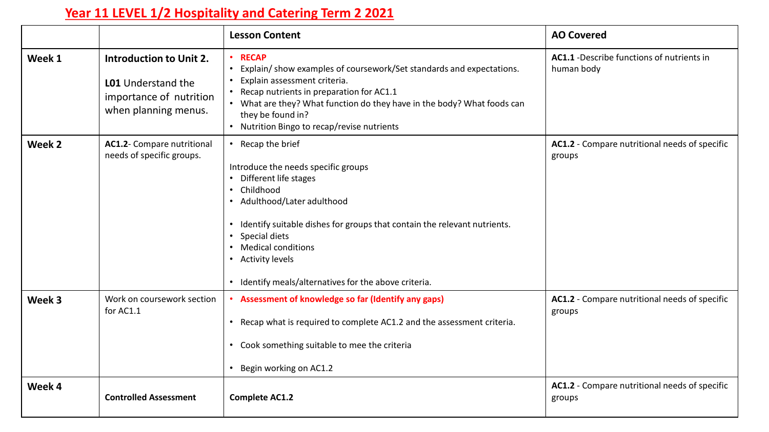# Year 11 LEVEL 1/2 Hospitality and Catering Term 2 2021

| | | Lesson Content | AO Covered |
|---|---|---|---|
| **Week 1** | **Introduction to Unit 2.**<br><br>**L01** Understand the importance of nutrition when planning menus. | • **RECAP**<br>• Explain/ show examples of coursework/Set standards and expectations.<br>• Explain assessment criteria.<br>• Recap nutrients in preparation for AC1.1<br>• What are they? What function do they have in the body? What foods can they be found in?<br>• Nutrition Bingo to recap/revise nutrients | **AC1.1** -Describe functions of nutrients in human body |
| **Week 2** | **AC1.2**- Compare nutritional needs of specific groups. | • Recap the brief<br><br>Introduce the needs specific groups<br>• Different life stages<br>• Childhood<br>• Adulthood/Later adulthood<br><br>• Identify suitable dishes for groups that contain the relevant nutrients.<br>• Special diets<br>• Medical conditions<br>• Activity levels<br><br>• Identify meals/alternatives for the above criteria. | **AC1.2** - Compare nutritional needs of specific groups |
| **Week 3** | Work on coursework section for AC1.1 | • **Assessment of knowledge so far (Identify any gaps)**<br><br>• Recap what is required to complete AC1.2 and the assessment criteria.<br><br>• Cook something suitable to mee the criteria<br><br>• Begin working on AC1.2 | **AC1.2** - Compare nutritional needs of specific groups |
| **Week 4** | **Controlled Assessment** | **Complete AC1.2** | **AC1.2** - Compare nutritional needs of specific groups |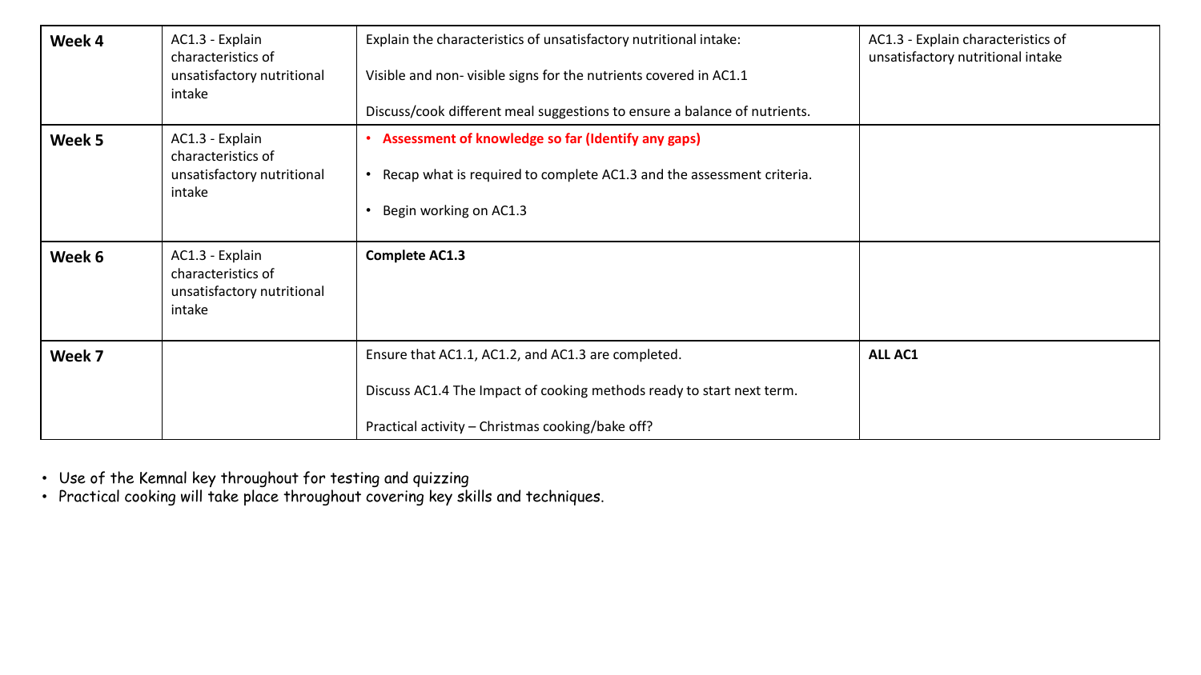| | | | |
|---|---|---|---|
| **Week 4** | AC1.3 - Explain characteristics of unsatisfactory nutritional intake | Explain the characteristics of unsatisfactory nutritional intake:<br><br>Visible and non- visible signs for the nutrients covered in AC1.1<br><br>Discuss/cook different meal suggestions to ensure a balance of nutrients. | AC1.3 - Explain characteristics of unsatisfactory nutritional intake |
| **Week 5** | AC1.3 - Explain characteristics of unsatisfactory nutritional intake | • **Assessment of knowledge so far (Identify any gaps)**<br><br>• Recap what is required to complete AC1.3 and the assessment criteria.<br><br>• Begin working on AC1.3 | |
| **Week 6** | AC1.3 - Explain characteristics of unsatisfactory nutritional intake | **Complete AC1.3** | |
| **Week 7** | | Ensure that AC1.1, AC1.2, and AC1.3 are completed.<br><br>Discuss AC1.4 The Impact of cooking methods ready to start next term.<br><br>Practical activity – Christmas cooking/bake off? | **ALL AC1** |

- Use of the Kemnal key throughout for testing and quizzing
- Practical cooking will take place throughout covering key skills and techniques.